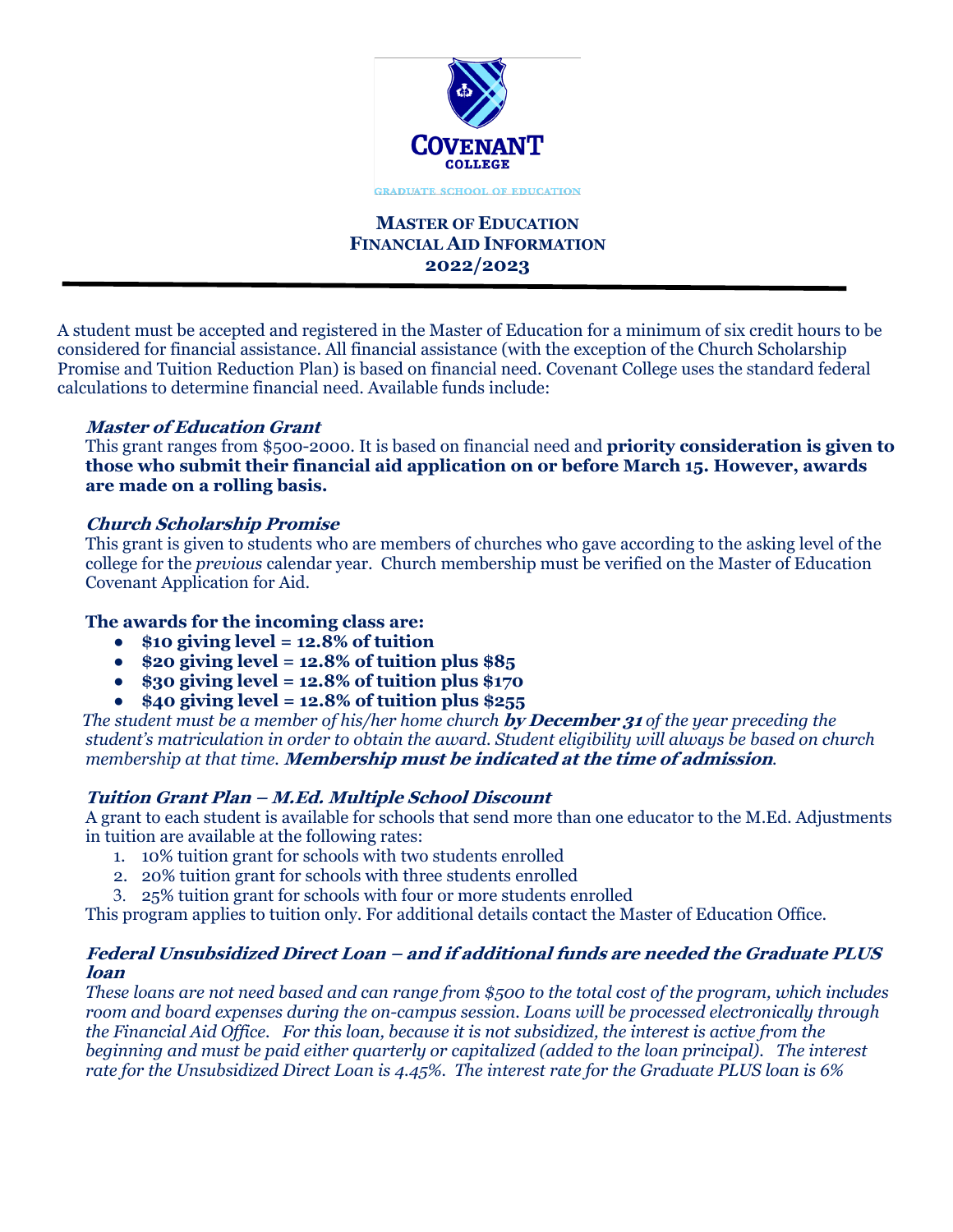COVENANT COLLEGE

GRADUATE SCHOOL OF EDUCATION

# MASTER OF EDUCATION
# FINANCIAL AID INFORMATION
# 2022/2023

A student must be accepted and registered in the Master of Education for a minimum of six credit hours to be considered for financial assistance. All financial assistance (with the exception of the Church Scholarship Promise and Tuition Reduction Plan) is based on financial need. Covenant College uses the standard federal calculations to determine financial need. Available funds include:

### *Master of Education Grant*

This grant ranges from $500-2000. It is based on financial need and **priority consideration is given to those who submit their financial aid application on or before March 15. However, awards are made on a rolling basis.**

### *Church Scholarship Promise*

This grant is given to students who are members of churches who gave according to the asking level of the college for the *previous* calendar year. Church membership must be verified on the Master of Education Covenant Application for Aid.

**The awards for the incoming class are:**

- **$10 giving level = 12.8% of tuition**
- **$20 giving level = 12.8% of tuition plus $85**
- **$30 giving level = 12.8% of tuition plus $170**
- **$40 giving level = 12.8% of tuition plus $255**

*The student must be a member of his/her home church* ***by December 31*** *of the year preceding the student's matriculation in order to obtain the award. Student eligibility will always be based on church membership at that time.* ***Membership must be indicated at the time of admission.***

### *Tuition Grant Plan – M.Ed. Multiple School Discount*

A grant to each student is available for schools that send more than one educator to the M.Ed. Adjustments in tuition are available at the following rates:

1. 10% tuition grant for schools with two students enrolled
2. 20% tuition grant for schools with three students enrolled
3. 25% tuition grant for schools with four or more students enrolled

This program applies to tuition only. For additional details contact the Master of Education Office.

### *Federal Unsubsidized Direct Loan – and if additional funds are needed the Graduate PLUS loan*

*These loans are not need based and can range from $500 to the total cost of the program, which includes room and board expenses during the on-campus session. Loans will be processed electronically through the Financial Aid Office. For this loan, because it is not subsidized, the interest is active from the beginning and must be paid either quarterly or capitalized (added to the loan principal). The interest rate for the Unsubsidized Direct Loan is 4.45%. The interest rate for the Graduate PLUS loan is 6%*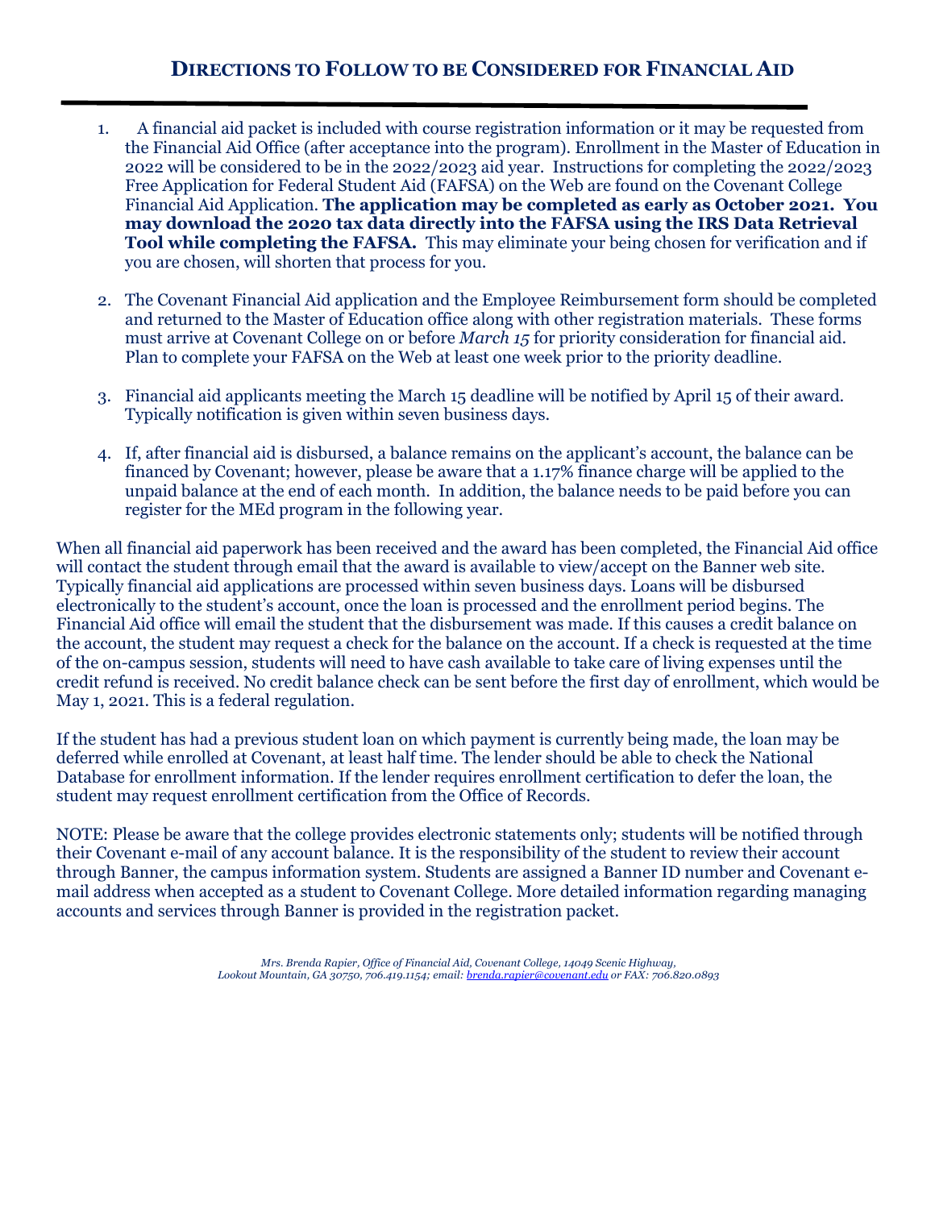## Directions to Follow to be Considered for Financial Aid

1. A financial aid packet is included with course registration information or it may be requested from the Financial Aid Office (after acceptance into the program). Enrollment in the Master of Education in 2022 will be considered to be in the 2022/2023 aid year. Instructions for completing the 2022/2023 Free Application for Federal Student Aid (FAFSA) on the Web are found on the Covenant College Financial Aid Application. **The application may be completed as early as October 2021. You may download the 2020 tax data directly into the FAFSA using the IRS Data Retrieval Tool while completing the FAFSA.** This may eliminate your being chosen for verification and if you are chosen, will shorten that process for you.

2. The Covenant Financial Aid application and the Employee Reimbursement form should be completed and returned to the Master of Education office along with other registration materials. These forms must arrive at Covenant College on or before *March 15* for priority consideration for financial aid. Plan to complete your FAFSA on the Web at least one week prior to the priority deadline.

3. Financial aid applicants meeting the March 15 deadline will be notified by April 15 of their award. Typically notification is given within seven business days.

4. If, after financial aid is disbursed, a balance remains on the applicant's account, the balance can be financed by Covenant; however, please be aware that a 1.17% finance charge will be applied to the unpaid balance at the end of each month. In addition, the balance needs to be paid before you can register for the MEd program in the following year.

When all financial aid paperwork has been received and the award has been completed, the Financial Aid office will contact the student through email that the award is available to view/accept on the Banner web site. Typically financial aid applications are processed within seven business days. Loans will be disbursed electronically to the student's account, once the loan is processed and the enrollment period begins. The Financial Aid office will email the student that the disbursement was made. If this causes a credit balance on the account, the student may request a check for the balance on the account. If a check is requested at the time of the on-campus session, students will need to have cash available to take care of living expenses until the credit refund is received. No credit balance check can be sent before the first day of enrollment, which would be May 1, 2021. This is a federal regulation.

If the student has had a previous student loan on which payment is currently being made, the loan may be deferred while enrolled at Covenant, at least half time. The lender should be able to check the National Database for enrollment information. If the lender requires enrollment certification to defer the loan, the student may request enrollment certification from the Office of Records.

NOTE: Please be aware that the college provides electronic statements only; students will be notified through their Covenant e-mail of any account balance. It is the responsibility of the student to review their account through Banner, the campus information system. Students are assigned a Banner ID number and Covenant e-mail address when accepted as a student to Covenant College. More detailed information regarding managing accounts and services through Banner is provided in the registration packet.

*Mrs. Brenda Rapier, Office of Financial Aid, Covenant College, 14049 Scenic Highway, Lookout Mountain, GA 30750, 706.419.1154; email: brenda.rapier@covenant.edu or FAX: 706.820.0893*